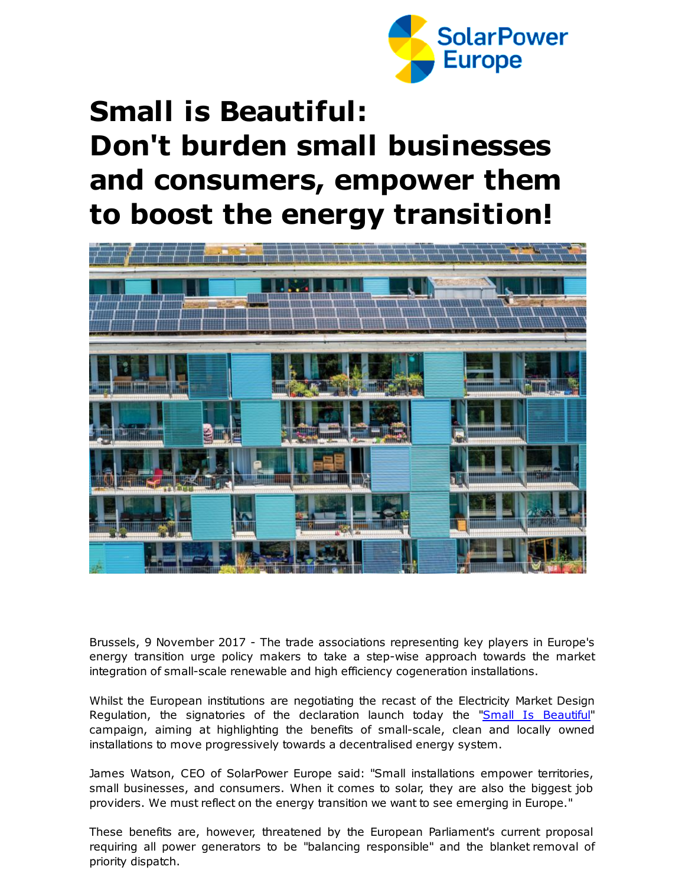# Small is Beautiful: Don't burden small businesses and consumers, empower them to boost the energy transition!

Brussels, 9 November 2017 - The trade associations representing key players in Europe's energy transition urge policy makers to take a step-wise approach towards the market integration of small-scale renewable and high efficiency cogeneration installations.

Whilst the European institutions are negotiating the recast of the Electricity Market Design Regulation, the signatories of the declaration launch today the "Small Is Beautiful" campaign, aiming at highlighting the benefits of small-scale, clean and locally owned installations to move progressively towards a decentralised energy system.

James Watson, CEO of SolarPower Europe said: "Small installations empower territories, small businesses, and consumers. When it comes to solar, they are also the biggest job providers. We must reflect on the energy transition we want to see emerging in Europe."

These benefits are, however, threatened by the European Parliament's current proposal requiring all power generators to be "balancing responsible" and the blanket removal of priority dispatch.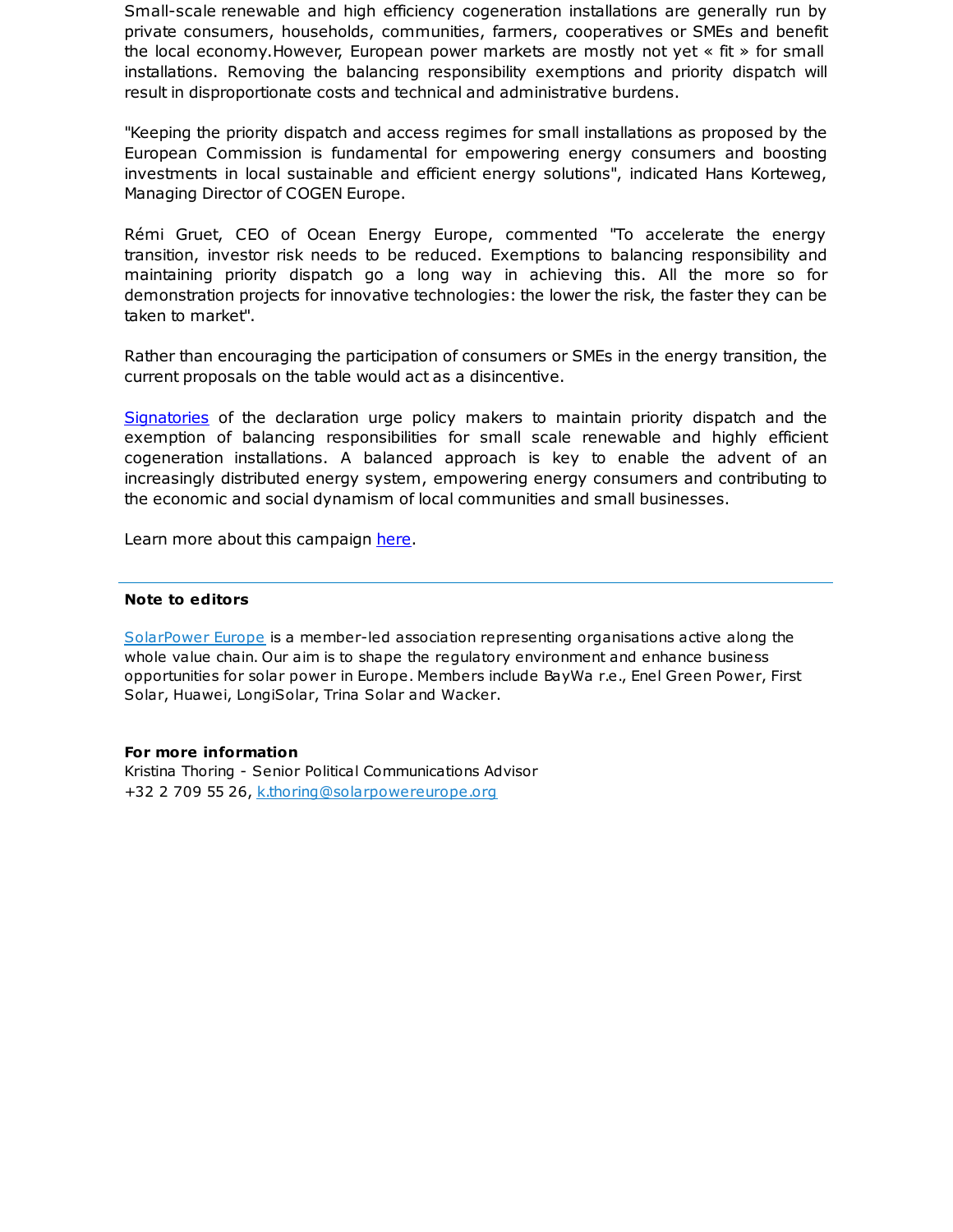Small-scale renewable and high efficiency cogeneration installations are generally run by private consumers, households, communities, farmers, cooperatives or SMEs and benefit the local economy.However, European power markets are mostly not yet « fit » for small installations. Removing the balancing responsibility exemptions and priority dispatch will result in disproportionate costs and technical and administrative burdens.

"Keeping the priority dispatch and access regimes for small installations as proposed by the European Commission is fundamental for empowering energy consumers and boosting investments in local sustainable and efficient energy solutions", indicated Hans Korteweg, Managing Director of COGEN Europe.

Rémi Gruet, CEO of Ocean Energy Europe, commented "To accelerate the energy transition, investor risk needs to be reduced. Exemptions to balancing responsibility and maintaining priority dispatch go a long way in achieving this. All the more so for demonstration projects for innovative technologies: the lower the risk, the faster they can be taken to market".

Rather than encouraging the participation of consumers or SMEs in the energy transition, the current proposals on the table would act as a disincentive.

Signatories of the declaration urge policy makers to maintain priority dispatch and the exemption of balancing responsibilities for small scale renewable and highly efficient cogeneration installations. A balanced approach is key to enable the advent of an increasingly distributed energy system, empowering energy consumers and contributing to the economic and social dynamism of local communities and small businesses.

Learn more about this campaign here.

---

**Note to editors**

SolarPower Europe is a member-led association representing organisations active along the whole value chain. Our aim is to shape the regulatory environment and enhance business opportunities for solar power in Europe. Members include BayWa r.e., Enel Green Power, First Solar, Huawei, LongiSolar, Trina Solar and Wacker.

**For more information**
Kristina Thoring - Senior Political Communications Advisor
+32 2 709 55 26, k.thoring@solarpowereurope.org